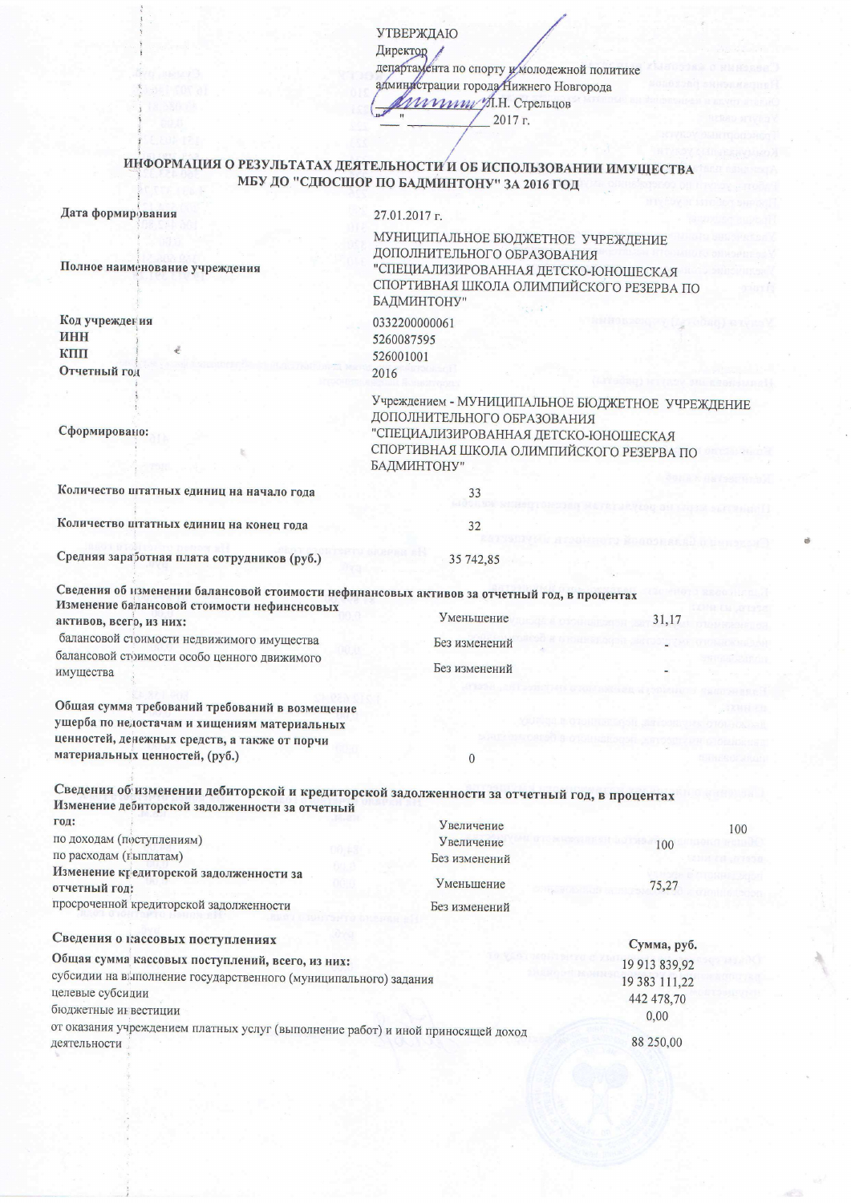УТВЕРЖДАЮ
Директор
департамента по спорту и молодежной политике
администрации города Нижнего Новгорода
_____________ Л.Н. Стрельцов
"___" ____________ 2017 г.

## ИНФОРМАЦИЯ О РЕЗУЛЬТАТАХ ДЕЯТЕЛЬНОСТИ И ОБ ИСПОЛЬЗОВАНИИ ИМУЩЕСТВА МБУ ДО "СДЮСШОР ПО БАДМИНТОНУ" ЗА 2016 ГОД

| | |
|---|---|
| **Дата формирования** | 27.01.2017 г. |
| **Полное наименование учреждения** | МУНИЦИПАЛЬНОЕ БЮДЖЕТНОЕ УЧРЕЖДЕНИЕ ДОПОЛНИТЕЛЬНОГО ОБРАЗОВАНИЯ "СПЕЦИАЛИЗИРОВАННАЯ ДЕТСКО-ЮНОШЕСКАЯ СПОРТИВНАЯ ШКОЛА ОЛИМПИЙСКОГО РЕЗЕРВА ПО БАДМИНТОНУ" |
| **Код учреждения** | 0332200000061 |
| **ИНН** | 5260087595 |
| **КПП** | 526001001 |
| **Отчетный год** | 2016 |
| **Сформировано:** | Учреждением - МУНИЦИПАЛЬНОЕ БЮДЖЕТНОЕ УЧРЕЖДЕНИЕ ДОПОЛНИТЕЛЬНОГО ОБРАЗОВАНИЯ "СПЕЦИАЛИЗИРОВАННАЯ ДЕТСКО-ЮНОШЕСКАЯ СПОРТИВНАЯ ШКОЛА ОЛИМПИЙСКОГО РЕЗЕРВА ПО БАДМИНТОНУ" |
| **Количество штатных единиц на начало года** | 33 |
| **Количество штатных единиц на конец года** | 32 |
| **Средняя заработная плата сотрудников (руб.)** | 35 742,85 |

**Сведения об изменении балансовой стоимости нефинансовых активов за отчетный год, в процентах**

| | | |
|---|---|---|
| **Изменение балансовой стоимости нефинсновых активов, всего, из них:** | Уменьшение | 31,17 |
| балансовой стоимости недвижимого имущества | Без изменений | - |
| балансовой стоимости особо ценного движимого имущества | Без изменений | - |

| | |
|---|---|
| **Общая сумма требований требований в возмещение ущерба по недостачам и хищениям материальных ценностей, денежных средств, а также от порчи материальных ценностей, (руб.)** | 0 |

**Сведения об изменении дебиторской и кредиторской задолженности за отчетный год, в процентах**

| | | |
|---|---|---|
| **Изменение дебиторской задолженности за отчетный год:** | Увеличение | 100 |
| по доходам (поступлениям) | Увеличение | 100 |
| по расходам (выплатам) | Без изменений | |
| **Изменение кредиторской задолженности за отчетный год:** | Уменьшение | 75,27 |
| просроченной кредиторской задолженности | Без изменений | |

| **Сведения о кассовых поступлениях** | **Сумма, руб.** |
|---|---|
| **Общая сумма кассовых поступлений, всего, из них:** | 19 913 839,92 |
| субсидии на выполнение государственного (муниципального) задания | 19 383 111,22 |
| целевые субсидии | 442 478,70 |
| бюджетные инвестиции | 0,00 |
| от оказания учреждением платных услуг (выполнение работ) и иной приносящей доход деятельности | 88 250,00 |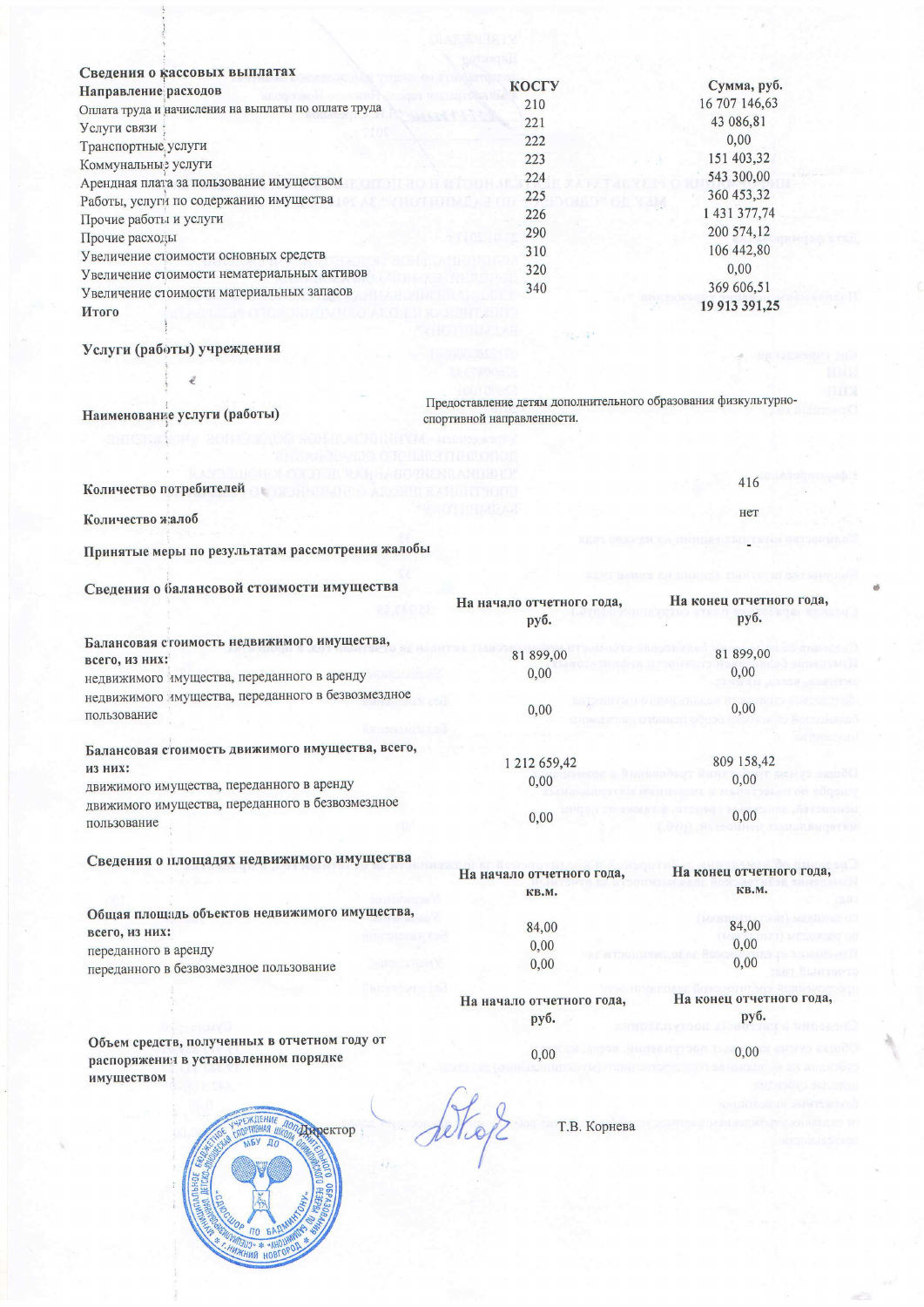**Сведения о кассовых выплатах**

| Направление расходов | КОСГУ | Сумма, руб. |
| --- | --- | --- |
| Оплата труда и начисления на выплаты по оплате труда | 210 | 16 707 146,63 |
| Услуги связи | 221 | 43 086,81 |
| Транспортные услуги | 222 | 0,00 |
| Коммунальные услуги | 223 | 151 403,32 |
| Арендная плата за пользование имуществом | 224 | 543 300,00 |
| Работы, услуги по содержанию имущества | 225 | 360 453,32 |
| Прочие работы и услуги | 226 | 1 431 377,74 |
| Прочие расходы | 290 | 200 574,12 |
| Увеличение стоимости основных средств | 310 | 106 442,80 |
| Увеличение стоимости нематериальных активов | 320 | 0,00 |
| Увеличение стоимости материальных запасов | 340 | 369 606,51 |
| **Итого** | | **19 913 391,25** |

**Услуги (работы) учреждения**

| | |
| --- | --- |
| **Наименование услуги (работы)** | Предоставление детям дополнительного образования физкультурно-спортивной направленности. |
| **Количество потребителей** | 416 |
| **Количество жалоб** | нет |
| **Принятые меры по результатам рассмотрения жалобы** | - |

**Сведения о балансовой стоимости имущества**

| | На начало отчетного года, руб. | На конец отчетного года, руб. |
| --- | --- | --- |
| **Балансовая стоимость недвижимого имущества, всего, из них:** | 81 899,00 | 81 899,00 |
| недвижимого имущества, переданного в аренду | 0,00 | 0,00 |
| недвижимого имущества, переданного в безвозмездное пользование | 0,00 | 0,00 |
| **Балансовая стоимость движимого имущества, всего, из них:** | 1 212 659,42 | 809 158,42 |
| движимого имущества, переданного в аренду | 0,00 | 0,00 |
| движимого имущества, переданного в безвозмездное пользование | 0,00 | 0,00 |

**Сведения о площадях недвижимого имущества**

| | На начало отчетного года, кв.м. | На конец отчетного года, кв.м. |
| --- | --- | --- |
| **Общая площадь объектов недвижимого имущества, всего, из них:** | 84,00 | 84,00 |
| переданного в аренду | 0,00 | 0,00 |
| переданного в безвозмездное пользование | 0,00 | 0,00 |

| | На начало отчетного года, руб. | На конец отчетного года, руб. |
| --- | --- | --- |
| **Объем средств, полученных в отчетном году от распоряжения в установленном порядке имуществом** | 0,00 | 0,00 |

Директор Т.В. Корнева